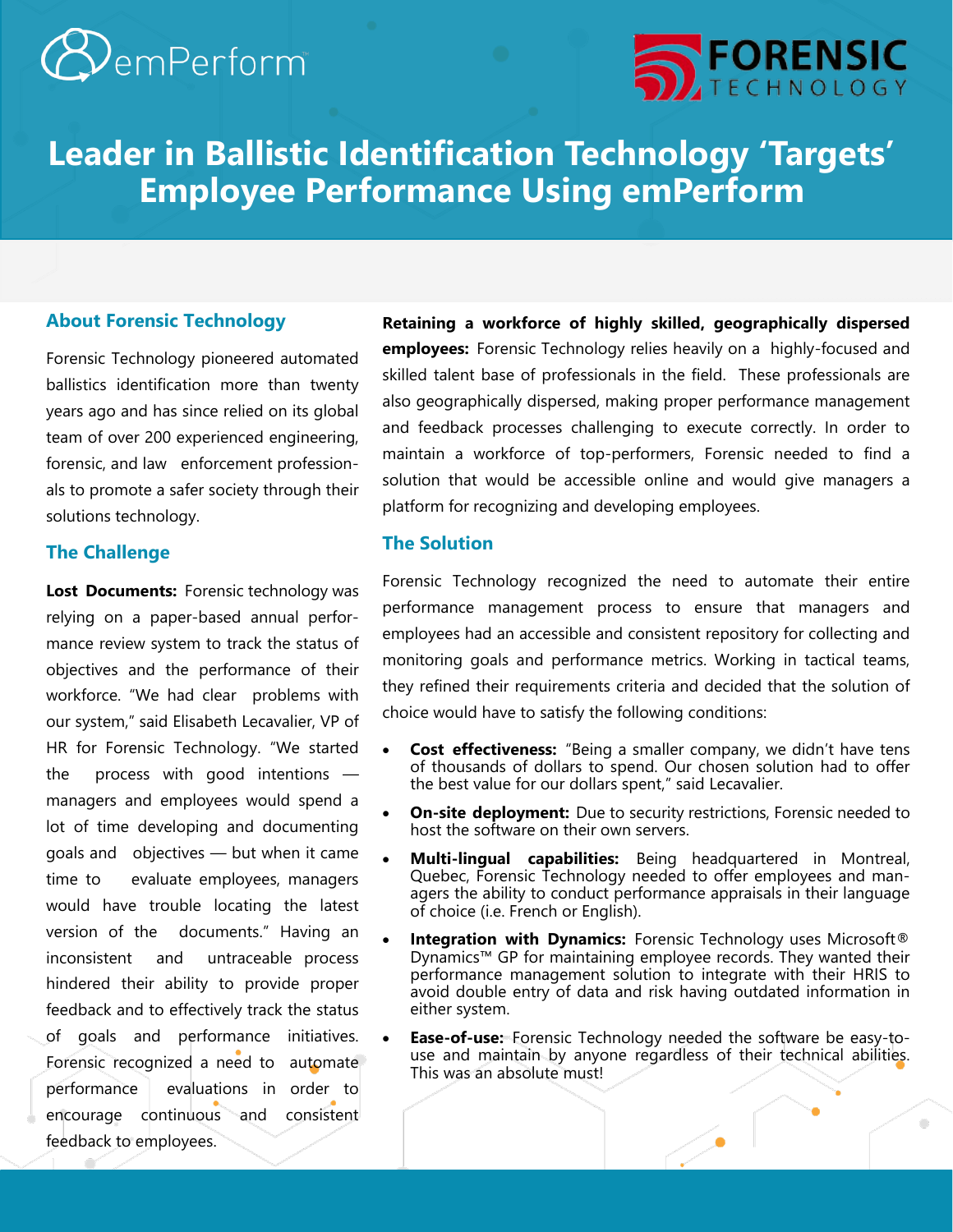# Leader in Ballistic Identification Technology 'Targets' Employee Performance Using emPerform

## About Forensic Technology

Forensic Technology pioneered automated ballistics identification more than twenty years ago and has since relied on its global team of over 200 experienced engineering, forensic, and law enforcement professionals to promote a safer society through their solutions technology.

## The Challenge

**Lost Documents:** Forensic technology was relying on a paper-based annual performance review system to track the status of objectives and the performance of their workforce. "We had clear problems with our system," said Elisabeth Lecavalier, VP of HR for Forensic Technology. "We started the process with good intentions — managers and employees would spend a lot of time developing and documenting goals and objectives — but when it came time to evaluate employees, managers would have trouble locating the latest version of the documents." Having an inconsistent and untraceable process hindered their ability to provide proper feedback and to effectively track the status of goals and performance initiatives. Forensic recognized a need to automate performance evaluations in order to encourage continuous and consistent feedback to employees.

**Retaining a workforce of highly skilled, geographically dispersed employees:** Forensic Technology relies heavily on a highly-focused and skilled talent base of professionals in the field. These professionals are also geographically dispersed, making proper performance management and feedback processes challenging to execute correctly. In order to maintain a workforce of top-performers, Forensic needed to find a solution that would be accessible online and would give managers a platform for recognizing and developing employees.

## The Solution

Forensic Technology recognized the need to automate their entire performance management process to ensure that managers and employees had an accessible and consistent repository for collecting and monitoring goals and performance metrics. Working in tactical teams, they refined their requirements criteria and decided that the solution of choice would have to satisfy the following conditions:

- **Cost effectiveness:** "Being a smaller company, we didn't have tens of thousands of dollars to spend. Our chosen solution had to offer the best value for our dollars spent," said Lecavalier.
- **On-site deployment:** Due to security restrictions, Forensic needed to host the software on their own servers.
- **Multi-lingual capabilities:** Being headquartered in Montreal, Quebec, Forensic Technology needed to offer employees and managers the ability to conduct performance appraisals in their language of choice (i.e. French or English).
- **Integration with Dynamics:** Forensic Technology uses Microsoft® Dynamics™ GP for maintaining employee records. They wanted their performance management solution to integrate with their HRIS to avoid double entry of data and risk having outdated information in either system.
- **Ease-of-use:** Forensic Technology needed the software be easy-to-use and maintain by anyone regardless of their technical abilities. This was an absolute must!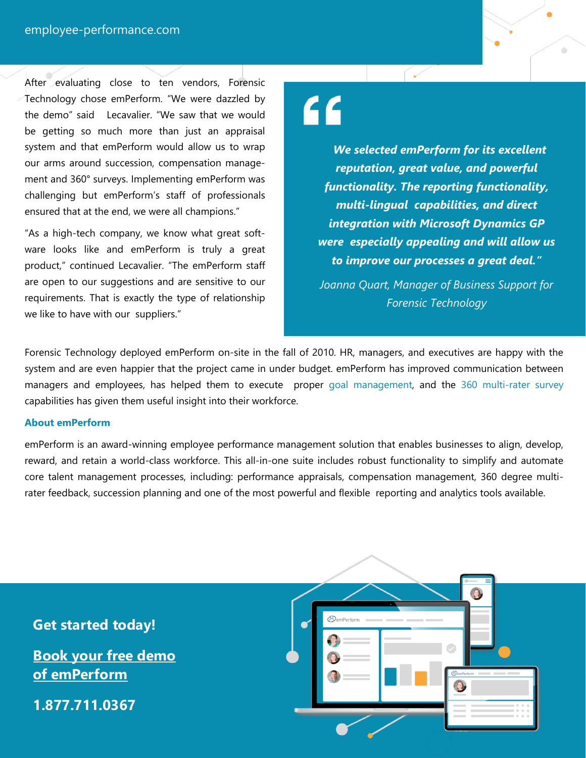After evaluating close to ten vendors, Forensic Technology chose emPerform. "We were dazzled by the demo" said Lecavalier. "We saw that we would be getting so much more than just an appraisal system and that emPerform would allow us to wrap our arms around succession, compensation management and 360° surveys. Implementing emPerform was challenging but emPerform's staff of professionals ensured that at the end, we were all champions."

"As a high-tech company, we know what great software looks like and emPerform is truly a great product," continued Lecavalier. "The emPerform staff are open to our suggestions and are sensitive to our requirements. That is exactly the type of relationship we like to have with our suppliers."

> ***We selected emPerform for its excellent reputation, great value, and powerful functionality. The reporting functionality, multi-lingual capabilities, and direct integration with Microsoft Dynamics GP were especially appealing and will allow us to improve our processes a great deal."***
>
> *Joanna Quart, Manager of Business Support for Forensic Technology*

Forensic Technology deployed emPerform on-site in the fall of 2010. HR, managers, and executives are happy with the system and are even happier that the project came in under budget. emPerform has improved communication between managers and employees, has helped them to execute proper goal management, and the 360 multi-rater survey capabilities has given them useful insight into their workforce.

### About emPerform

emPerform is an award-winning employee performance management solution that enables businesses to align, develop, reward, and retain a world-class workforce. This all-in-one suite includes robust functionality to simplify and automate core talent management processes, including: performance appraisals, compensation management, 360 degree multi-rater feedback, succession planning and one of the most powerful and flexible reporting and analytics tools available.

**Get started today!**

**Book your free demo of emPerform**

**1.877.711.0367**